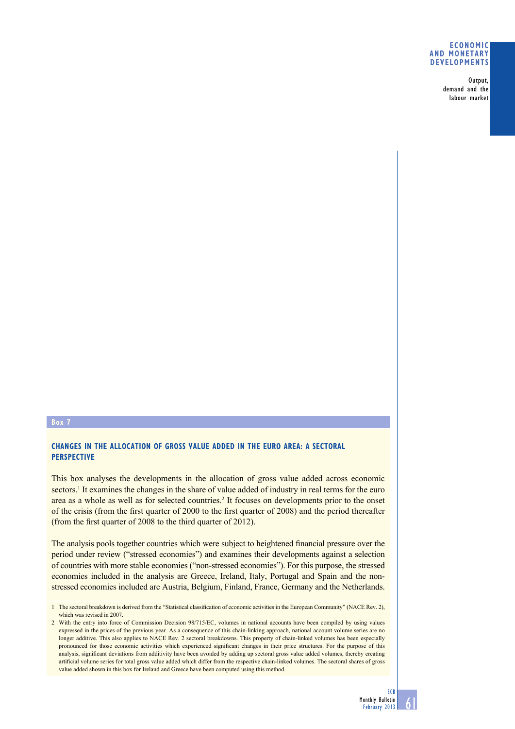**Box 7**

## CHANGES IN THE ALLOCATION OF GROSS VALUE ADDED IN THE EURO AREA: A SECTORAL PERSPECTIVE

This box analyses the developments in the allocation of gross value added across economic sectors.[1] It examines the changes in the share of value added of industry in real terms for the euro area as a whole as well as for selected countries.[2] It focuses on developments prior to the onset of the crisis (from the first quarter of 2000 to the first quarter of 2008) and the period thereafter (from the first quarter of 2008 to the third quarter of 2012).

The analysis pools together countries which were subject to heightened financial pressure over the period under review ("stressed economies") and examines their developments against a selection of countries with more stable economies ("non-stressed economies"). For this purpose, the stressed economies included in the analysis are Greece, Ireland, Italy, Portugal and Spain and the non-stressed economies included are Austria, Belgium, Finland, France, Germany and the Netherlands.

1 The sectoral breakdown is derived from the "Statistical classification of economic activities in the European Community" (NACE Rev. 2), which was revised in 2007.

2 With the entry into force of Commission Decision 98/715/EC, volumes in national accounts have been compiled by using values expressed in the prices of the previous year. As a consequence of this chain-linking approach, national account volume series are no longer additive. This also applies to NACE Rev. 2 sectoral breakdowns. This property of chain-linked volumes has been especially pronounced for those economic activities which experienced significant changes in their price structures. For the purpose of this analysis, significant deviations from additivity have been avoided by adding up sectoral gross value added volumes, thereby creating artificial volume series for total gross value added which differ from the respective chain-linked volumes. The sectoral shares of gross value added shown in this box for Ireland and Greece have been computed using this method.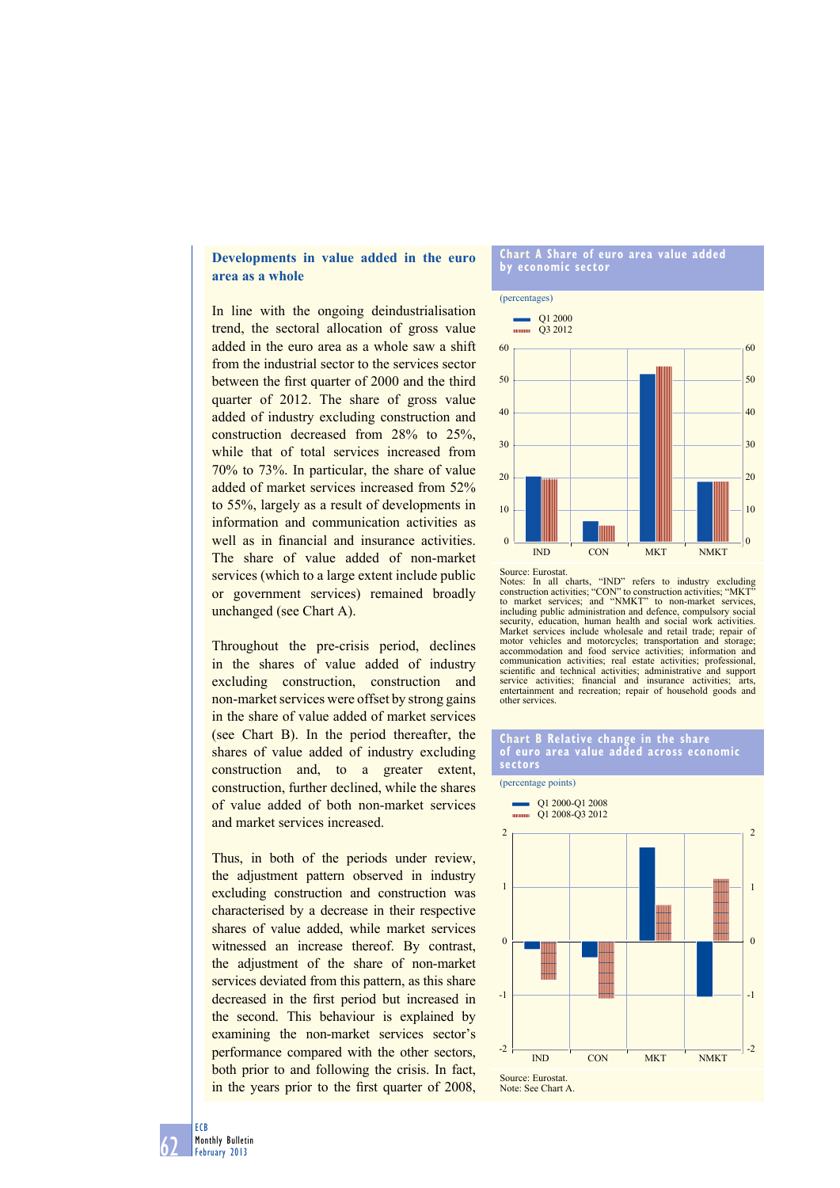### Developments in value added in the euro area as a whole

In line with the ongoing deindustrialisation trend, the sectoral allocation of gross value added in the euro area as a whole saw a shift from the industrial sector to the services sector between the first quarter of 2000 and the third quarter of 2012. The share of gross value added of industry excluding construction and construction decreased from 28% to 25%, while that of total services increased from 70% to 73%. In particular, the share of value added of market services increased from 52% to 55%, largely as a result of developments in information and communication activities as well as in financial and insurance activities. The share of value added of non-market services (which to a large extent include public or government services) remained broadly unchanged (see Chart A).

Throughout the pre-crisis period, declines in the shares of value added of industry excluding construction, construction and non-market services were offset by strong gains in the share of value added of market services (see Chart B). In the period thereafter, the shares of value added of industry excluding construction and, to a greater extent, construction, further declined, while the shares of value added of both non-market services and market services increased.

Thus, in both of the periods under review, the adjustment pattern observed in industry excluding construction and construction was characterised by a decrease in their respective shares of value added, while market services witnessed an increase thereof. By contrast, the adjustment of the share of non-market services deviated from this pattern, as this share decreased in the first period but increased in the second. This behaviour is explained by examining the non-market services sector's performance compared with the other sectors, both prior to and following the crisis. In fact, in the years prior to the first quarter of 2008,

**Chart A Share of euro area value added by economic sector**

(percentages)

Legend: Q1 2000; Q3 2012

Source: Eurostat.
Notes: In all charts, "IND" refers to industry excluding construction activities; "CON" to construction activities; "MKT" to market services; and "NMKT" to non-market services, including public administration and defence, compulsory social security, education, human health and social work activities. Market services include wholesale and retail trade; repair of motor vehicles and motorcycles; transportation and storage; accommodation and food service activities; information and communication activities; real estate activities; professional, scientific and technical activities; administrative and support service activities; financial and insurance activities; arts, entertainment and recreation; repair of household goods and other services.

**Chart B Relative change in the share of euro area value added across economic sectors**

(percentage points)

Legend: Q1 2000-Q1 2008; Q1 2008-Q3 2012

Source: Eurostat.
Note: See Chart A.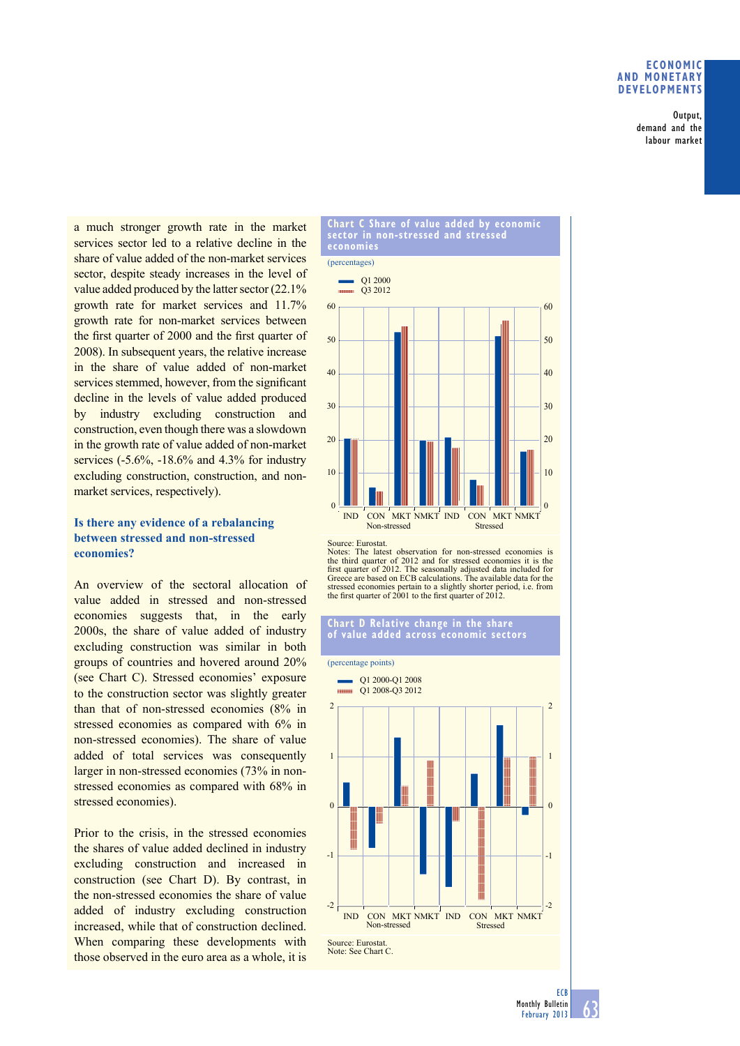a much stronger growth rate in the market services sector led to a relative decline in the share of value added of the non-market services sector, despite steady increases in the level of value added produced by the latter sector (22.1% growth rate for market services and 11.7% growth rate for non-market services between the first quarter of 2000 and the first quarter of 2008). In subsequent years, the relative increase in the share of value added of non-market services stemmed, however, from the significant decline in the levels of value added produced by industry excluding construction and construction, even though there was a slowdown in the growth rate of value added of non-market services (-5.6%, -18.6% and 4.3% for industry excluding construction, construction, and non-market services, respectively).

### Is there any evidence of a rebalancing between stressed and non-stressed economies?

An overview of the sectoral allocation of value added in stressed and non-stressed economies suggests that, in the early 2000s, the share of value added of industry excluding construction was similar in both groups of countries and hovered around 20% (see Chart C). Stressed economies' exposure to the construction sector was slightly greater than that of non-stressed economies (8% in stressed economies as compared with 6% in non-stressed economies). The share of value added of total services was consequently larger in non-stressed economies (73% in non-stressed economies as compared with 68% in stressed economies).

Prior to the crisis, in the stressed economies the shares of value added declined in industry excluding construction and increased in construction (see Chart D). By contrast, in the non-stressed economies the share of value added of industry excluding construction increased, while that of construction declined. When comparing these developments with those observed in the euro area as a whole, it is

**Chart C Share of value added by economic sector in non-stressed and stressed economies**

(percentages)

Legend: Q1 2000; Q3 2012

Categories: IND, CON, MKT, NMKT (Non-stressed); IND, CON, MKT, NMKT (Stressed)

Source: Eurostat.
Notes: The latest observation for non-stressed economies is the third quarter of 2012 and for stressed economies it is the first quarter of 2012. The seasonally adjusted data included for Greece are based on ECB calculations. The available data for the stressed economies pertain to a slightly shorter period, i.e. from the first quarter of 2001 to the first quarter of 2012.

**Chart D Relative change in the share of value added across economic sectors**

(percentage points)

Legend: Q1 2000-Q1 2008; Q1 2008-Q3 2012

Categories: IND, CON, MKT, NMKT (Non-stressed); IND, CON, MKT, NMKT (Stressed)

Source: Eurostat.
Note: See Chart C.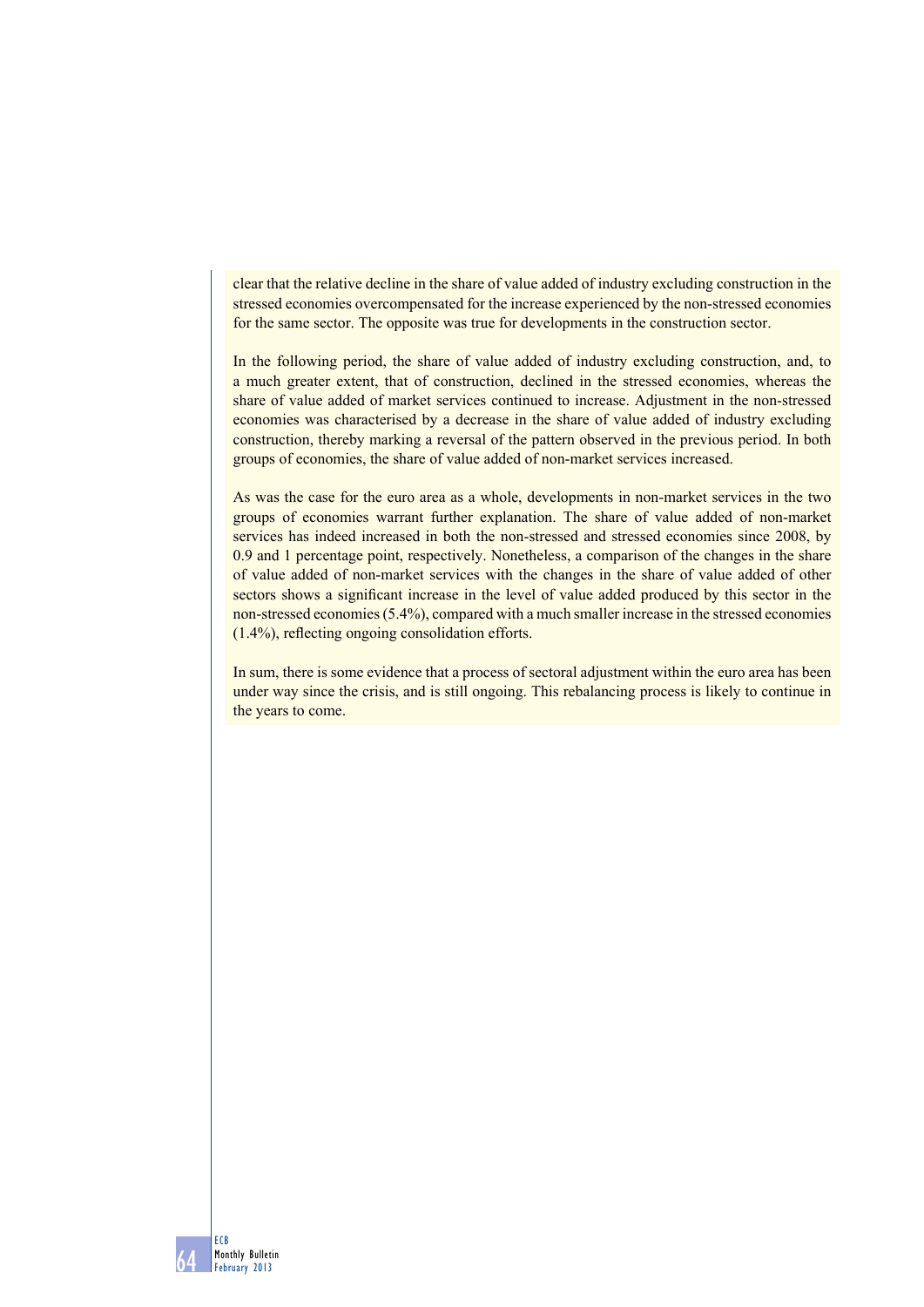clear that the relative decline in the share of value added of industry excluding construction in the stressed economies overcompensated for the increase experienced by the non-stressed economies for the same sector. The opposite was true for developments in the construction sector.

In the following period, the share of value added of industry excluding construction, and, to a much greater extent, that of construction, declined in the stressed economies, whereas the share of value added of market services continued to increase. Adjustment in the non-stressed economies was characterised by a decrease in the share of value added of industry excluding construction, thereby marking a reversal of the pattern observed in the previous period. In both groups of economies, the share of value added of non-market services increased.

As was the case for the euro area as a whole, developments in non-market services in the two groups of economies warrant further explanation. The share of value added of non-market services has indeed increased in both the non-stressed and stressed economies since 2008, by 0.9 and 1 percentage point, respectively. Nonetheless, a comparison of the changes in the share of value added of non-market services with the changes in the share of value added of other sectors shows a significant increase in the level of value added produced by this sector in the non-stressed economies (5.4%), compared with a much smaller increase in the stressed economies (1.4%), reflecting ongoing consolidation efforts.

In sum, there is some evidence that a process of sectoral adjustment within the euro area has been under way since the crisis, and is still ongoing. This rebalancing process is likely to continue in the years to come.